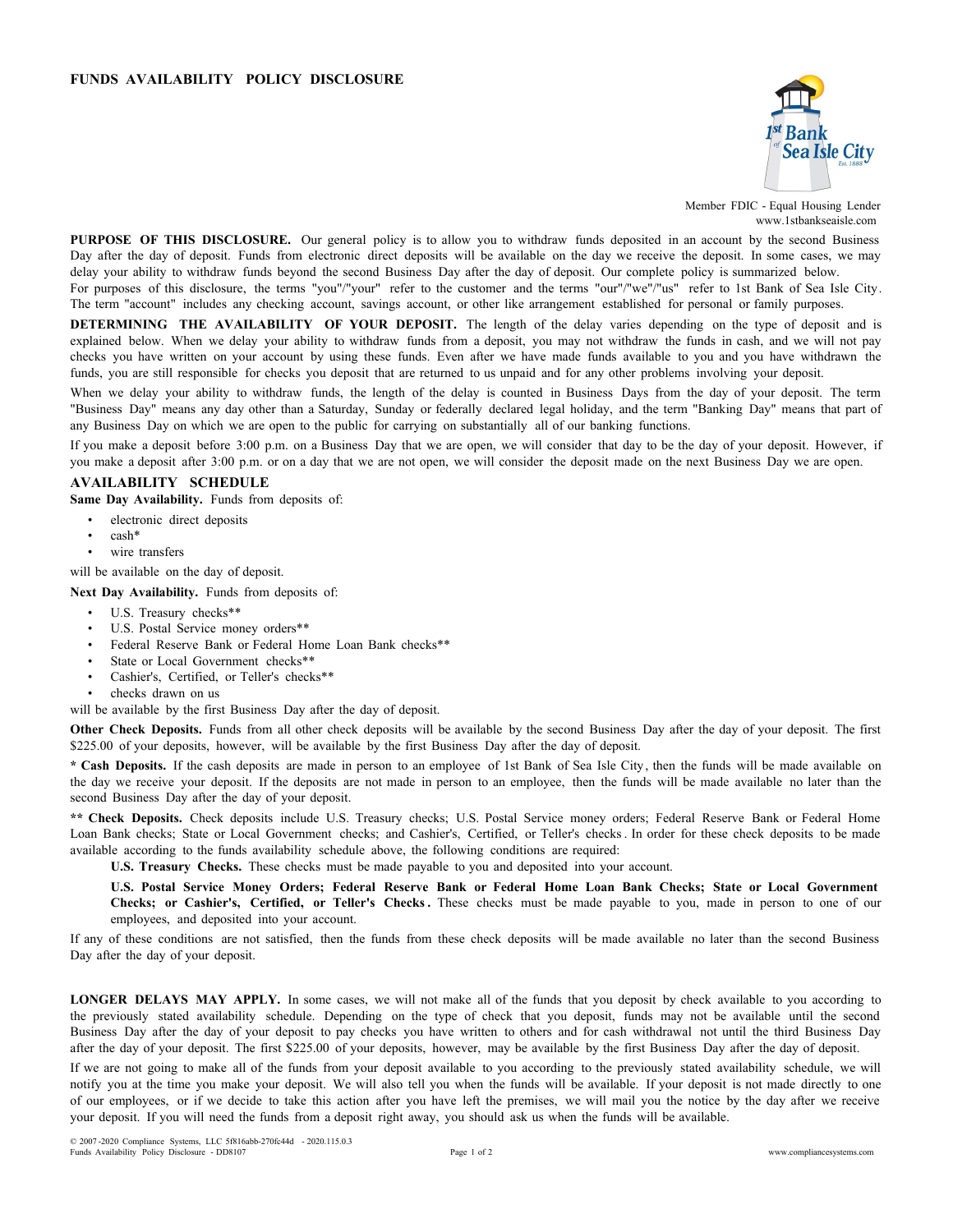# FUNDS AVAILABILITY POLICY DISCLOSURE

Member FDIC - Equal Housing Lender
www.1stbankseaisle.com

**PURPOSE OF THIS DISCLOSURE.** Our general policy is to allow you to withdraw funds deposited in an account by the second Business Day after the day of deposit. Funds from electronic direct deposits will be available on the day we receive the deposit. In some cases, we may delay your ability to withdraw funds beyond the second Business Day after the day of deposit. Our complete policy is summarized below.
For purposes of this disclosure, the terms "you"/"your" refer to the customer and the terms "our"/"we"/"us" refer to 1st Bank of Sea Isle City. The term "account" includes any checking account, savings account, or other like arrangement established for personal or family purposes.

**DETERMINING THE AVAILABILITY OF YOUR DEPOSIT.** The length of the delay varies depending on the type of deposit and is explained below. When we delay your ability to withdraw funds from a deposit, you may not withdraw the funds in cash, and we will not pay checks you have written on your account by using these funds. Even after we have made funds available to you and you have withdrawn the funds, you are still responsible for checks you deposit that are returned to us unpaid and for any other problems involving your deposit.

When we delay your ability to withdraw funds, the length of the delay is counted in Business Days from the day of your deposit. The term "Business Day" means any day other than a Saturday, Sunday or federally declared legal holiday, and the term "Banking Day" means that part of any Business Day on which we are open to the public for carrying on substantially all of our banking functions.

If you make a deposit before 3:00 p.m. on a Business Day that we are open, we will consider that day to be the day of your deposit. However, if you make a deposit after 3:00 p.m. or on a day that we are not open, we will consider the deposit made on the next Business Day we are open.

## AVAILABILITY SCHEDULE

**Same Day Availability.** Funds from deposits of:

- electronic direct deposits
- cash*
- wire transfers

will be available on the day of deposit.

**Next Day Availability.** Funds from deposits of:

- U.S. Treasury checks**
- U.S. Postal Service money orders**
- Federal Reserve Bank or Federal Home Loan Bank checks**
- State or Local Government checks**
- Cashier's, Certified, or Teller's checks**
- checks drawn on us

will be available by the first Business Day after the day of deposit.

**Other Check Deposits.** Funds from all other check deposits will be available by the second Business Day after the day of your deposit. The first $225.00 of your deposits, however, will be available by the first Business Day after the day of deposit.

**\* Cash Deposits.** If the cash deposits are made in person to an employee of 1st Bank of Sea Isle City, then the funds will be made available on the day we receive your deposit. If the deposits are not made in person to an employee, then the funds will be made available no later than the second Business Day after the day of your deposit.

**\*\* Check Deposits.** Check deposits include U.S. Treasury checks; U.S. Postal Service money orders; Federal Reserve Bank or Federal Home Loan Bank checks; State or Local Government checks; and Cashier's, Certified, or Teller's checks. In order for these check deposits to be made available according to the funds availability schedule above, the following conditions are required:

**U.S. Treasury Checks.** These checks must be made payable to you and deposited into your account.

**U.S. Postal Service Money Orders; Federal Reserve Bank or Federal Home Loan Bank Checks; State or Local Government Checks; or Cashier's, Certified, or Teller's Checks.** These checks must be made payable to you, made in person to one of our employees, and deposited into your account.

If any of these conditions are not satisfied, then the funds from these check deposits will be made available no later than the second Business Day after the day of your deposit.

**LONGER DELAYS MAY APPLY.** In some cases, we will not make all of the funds that you deposit by check available to you according to the previously stated availability schedule. Depending on the type of check that you deposit, funds may not be available until the second Business Day after the day of your deposit to pay checks you have written to others and for cash withdrawal not until the third Business Day after the day of your deposit. The first $225.00 of your deposits, however, may be available by the first Business Day after the day of deposit.

If we are not going to make all of the funds from your deposit available to you according to the previously stated availability schedule, we will notify you at the time you make your deposit. We will also tell you when the funds will be available. If your deposit is not made directly to one of our employees, or if we decide to take this action after you have left the premises, we will mail you the notice by the day after we receive your deposit. If you will need the funds from a deposit right away, you should ask us when the funds will be available.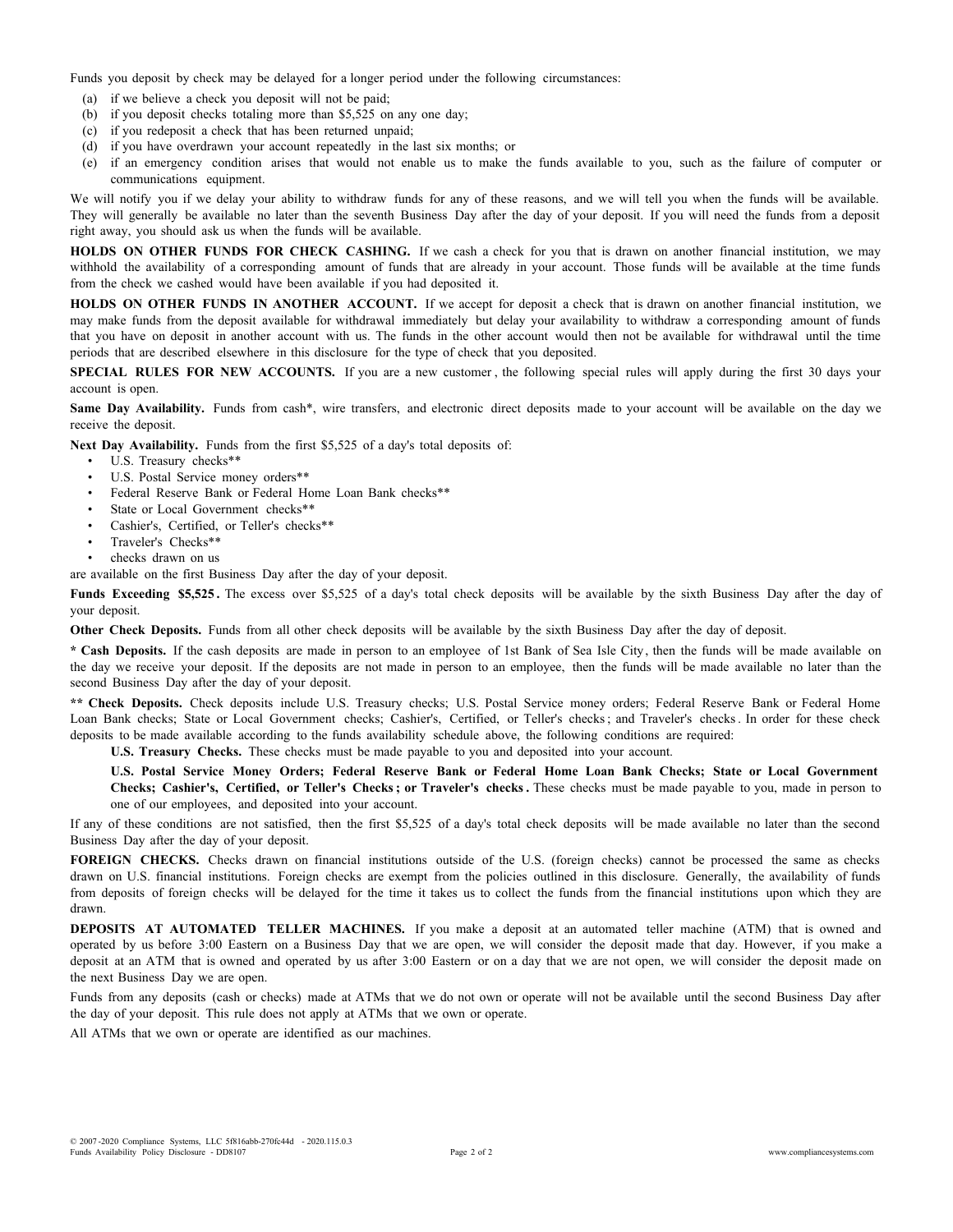Funds you deposit by check may be delayed for a longer period under the following circumstances:

(a) if we believe a check you deposit will not be paid;
(b) if you deposit checks totaling more than $5,525 on any one day;
(c) if you redeposit a check that has been returned unpaid;
(d) if you have overdrawn your account repeatedly in the last six months; or
(e) if an emergency condition arises that would not enable us to make the funds available to you, such as the failure of computer or communications equipment.

We will notify you if we delay your ability to withdraw funds for any of these reasons, and we will tell you when the funds will be available. They will generally be available no later than the seventh Business Day after the day of your deposit. If you will need the funds from a deposit right away, you should ask us when the funds will be available.

**HOLDS ON OTHER FUNDS FOR CHECK CASHING.** If we cash a check for you that is drawn on another financial institution, we may withhold the availability of a corresponding amount of funds that are already in your account. Those funds will be available at the time funds from the check we cashed would have been available if you had deposited it.

**HOLDS ON OTHER FUNDS IN ANOTHER ACCOUNT.** If we accept for deposit a check that is drawn on another financial institution, we may make funds from the deposit available for withdrawal immediately but delay your availability to withdraw a corresponding amount of funds that you have on deposit in another account with us. The funds in the other account would then not be available for withdrawal until the time periods that are described elsewhere in this disclosure for the type of check that you deposited.

**SPECIAL RULES FOR NEW ACCOUNTS.** If you are a new customer, the following special rules will apply during the first 30 days your account is open.

**Same Day Availability.** Funds from cash*, wire transfers, and electronic direct deposits made to your account will be available on the day we receive the deposit.

**Next Day Availability.** Funds from the first $5,525 of a day's total deposits of:

- U.S. Treasury checks**
- U.S. Postal Service money orders**
- Federal Reserve Bank or Federal Home Loan Bank checks**
- State or Local Government checks**
- Cashier's, Certified, or Teller's checks**
- Traveler's Checks**
- checks drawn on us

are available on the first Business Day after the day of your deposit.

**Funds Exceeding $5,525.** The excess over $5,525 of a day's total check deposits will be available by the sixth Business Day after the day of your deposit.

**Other Check Deposits.** Funds from all other check deposits will be available by the sixth Business Day after the day of deposit.

**\* Cash Deposits.** If the cash deposits are made in person to an employee of 1st Bank of Sea Isle City, then the funds will be made available on the day we receive your deposit. If the deposits are not made in person to an employee, then the funds will be made available no later than the second Business Day after the day of your deposit.

**\*\* Check Deposits.** Check deposits include U.S. Treasury checks; U.S. Postal Service money orders; Federal Reserve Bank or Federal Home Loan Bank checks; State or Local Government checks; Cashier's, Certified, or Teller's checks; and Traveler's checks. In order for these check deposits to be made available according to the funds availability schedule above, the following conditions are required:

**U.S. Treasury Checks.** These checks must be made payable to you and deposited into your account.

**U.S. Postal Service Money Orders; Federal Reserve Bank or Federal Home Loan Bank Checks; State or Local Government Checks; Cashier's, Certified, or Teller's Checks; or Traveler's checks.** These checks must be made payable to you, made in person to one of our employees, and deposited into your account.

If any of these conditions are not satisfied, then the first $5,525 of a day's total check deposits will be made available no later than the second Business Day after the day of your deposit.

**FOREIGN CHECKS.** Checks drawn on financial institutions outside of the U.S. (foreign checks) cannot be processed the same as checks drawn on U.S. financial institutions. Foreign checks are exempt from the policies outlined in this disclosure. Generally, the availability of funds from deposits of foreign checks will be delayed for the time it takes us to collect the funds from the financial institutions upon which they are drawn.

**DEPOSITS AT AUTOMATED TELLER MACHINES.** If you make a deposit at an automated teller machine (ATM) that is owned and operated by us before 3:00 Eastern on a Business Day that we are open, we will consider the deposit made that day. However, if you make a deposit at an ATM that is owned and operated by us after 3:00 Eastern or on a day that we are not open, we will consider the deposit made on the next Business Day we are open.

Funds from any deposits (cash or checks) made at ATMs that we do not own or operate will not be available until the second Business Day after the day of your deposit. This rule does not apply at ATMs that we own or operate.

All ATMs that we own or operate are identified as our machines.